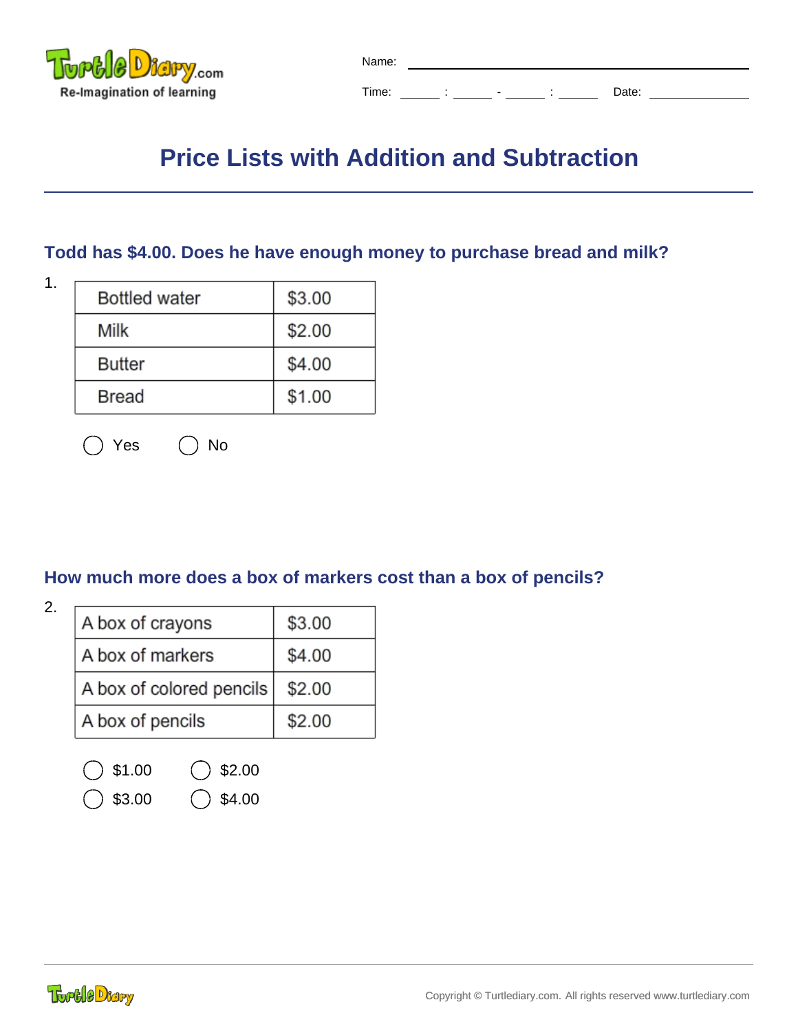Name: ______________________________

Time: _____ : _____ - _____ : _____ Date: ______________

# Price Lists with Addition and Subtraction

### Todd has $4.00. Does he have enough money to purchase bread and milk?

1.

| Bottled water | $3.00 |
|---|---|
| Milk | $2.00 |
| Butter | $4.00 |
| Bread | $1.00 |

◯ Yes ◯ No

### How much more does a box of markers cost than a box of pencils?

2.

| A box of crayons | $3.00 |
|---|---|
| A box of markers | $4.00 |
| A box of colored pencils | $2.00 |
| A box of pencils | $2.00 |

◯ $1.00 ◯ $2.00

◯ $3.00 ◯ $4.00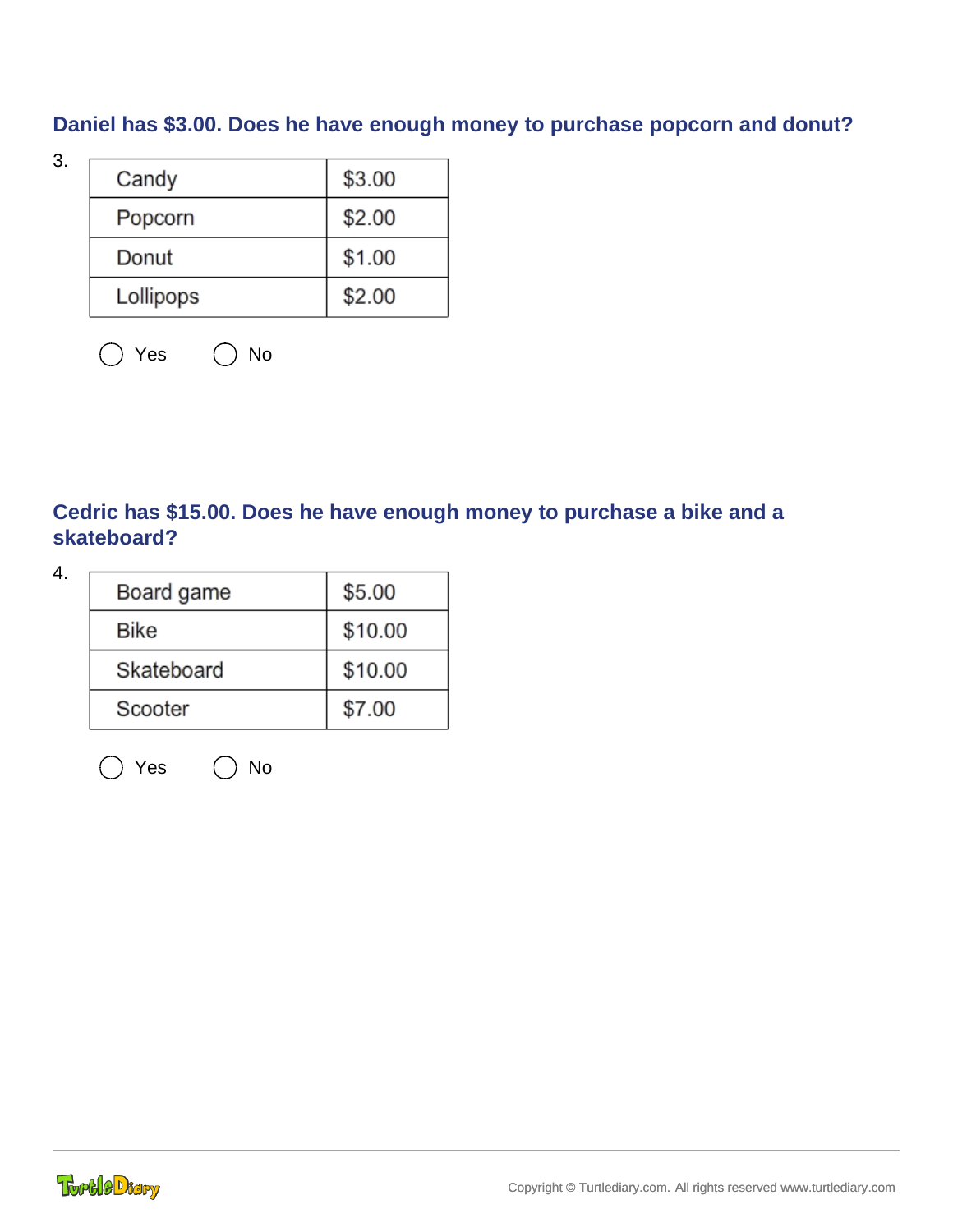**Daniel has $3.00. Does he have enough money to purchase popcorn and donut?**

3.

| Candy | $3.00 |
|---|---|
| Popcorn | $2.00 |
| Donut | $1.00 |
| Lollipops | $2.00 |

◯ Yes ◯ No

**Cedric has $15.00. Does he have enough money to purchase a bike and a skateboard?**

4.

| Board game | $5.00 |
|---|---|
| Bike | $10.00 |
| Skateboard | $10.00 |
| Scooter | $7.00 |

◯ Yes ◯ No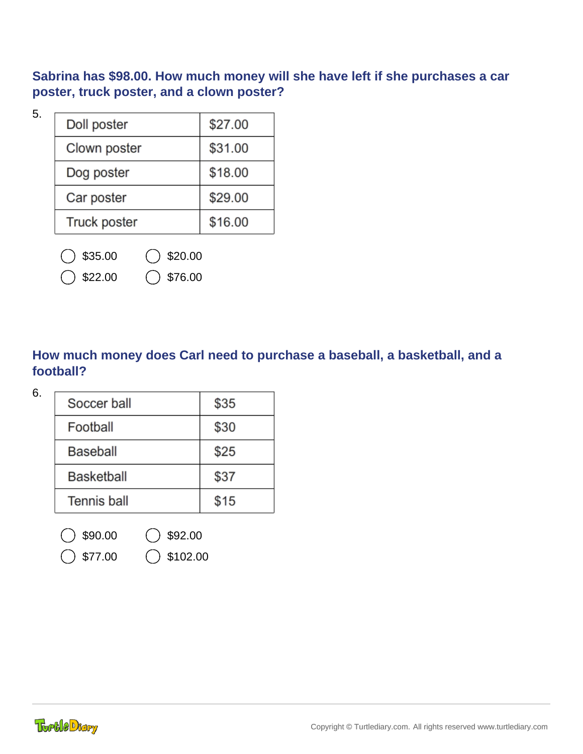**Sabrina has $98.00. How much money will she have left if she purchases a car poster, truck poster, and a clown poster?**

5.

| Doll poster | $27.00 |
|---|---|
| Clown poster | $31.00 |
| Dog poster | $18.00 |
| Car poster | $29.00 |
| Truck poster | $16.00 |

- ◯ $35.00
- ◯ $20.00
- ◯ $22.00
- ◯ $76.00

**How much money does Carl need to purchase a baseball, a basketball, and a football?**

6.

| Soccer ball | $35 |
|---|---|
| Football | $30 |
| Baseball | $25 |
| Basketball | $37 |
| Tennis ball | $15 |

- ◯ $90.00
- ◯ $92.00
- ◯ $77.00
- ◯ $102.00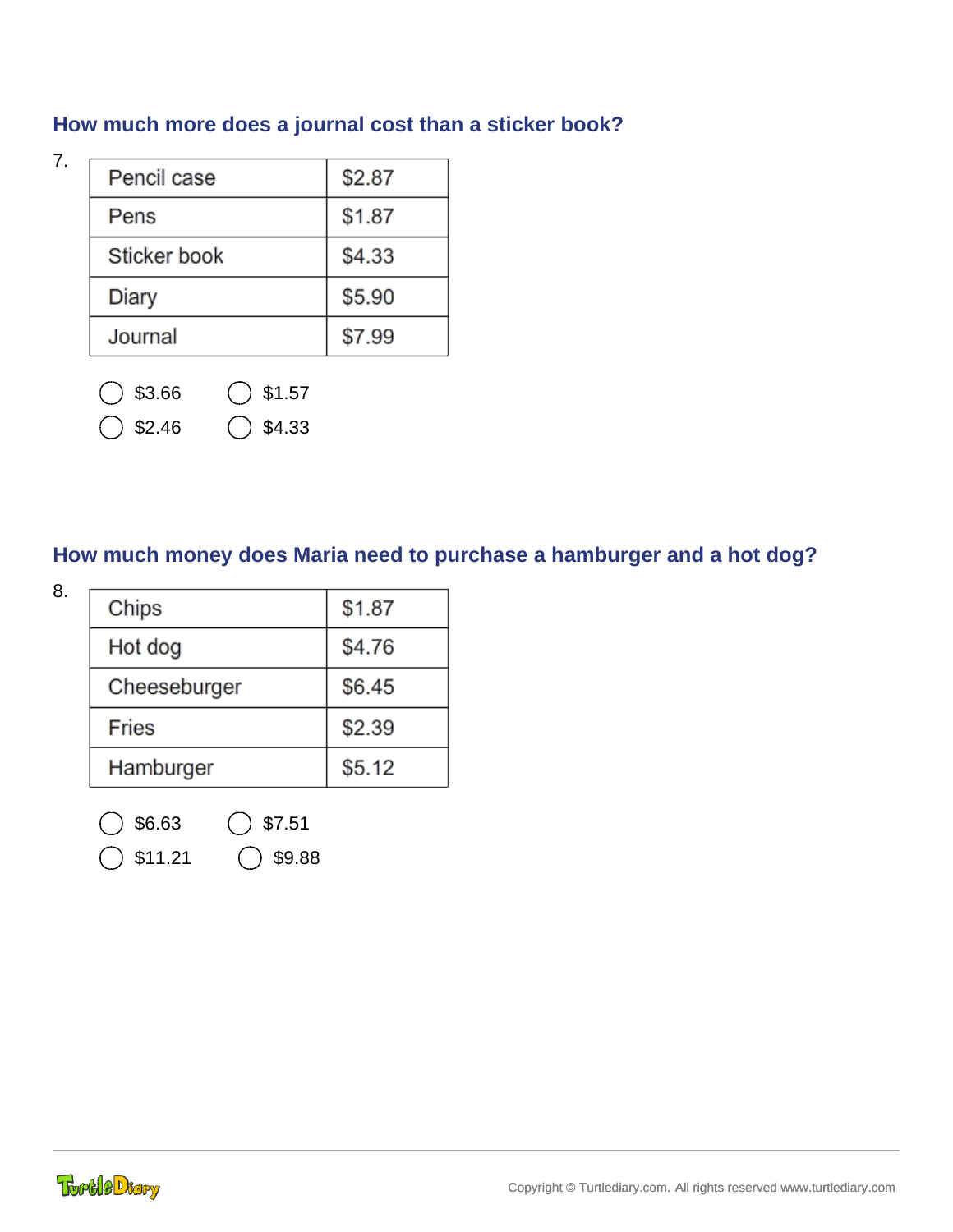### How much more does a journal cost than a sticker book?

7.

| Pencil case | $2.87 |
| --- | --- |
| Pens | $1.87 |
| Sticker book | $4.33 |
| Diary | $5.90 |
| Journal | $7.99 |

- ◯ $3.66 ◯ $1.57
- ◯ $2.46 ◯ $4.33

### How much money does Maria need to purchase a hamburger and a hot dog?

8.

| Chips | $1.87 |
| --- | --- |
| Hot dog | $4.76 |
| Cheeseburger | $6.45 |
| Fries | $2.39 |
| Hamburger | $5.12 |

- ◯ $6.63 ◯ $7.51
- ◯ $11.21 ◯ $9.88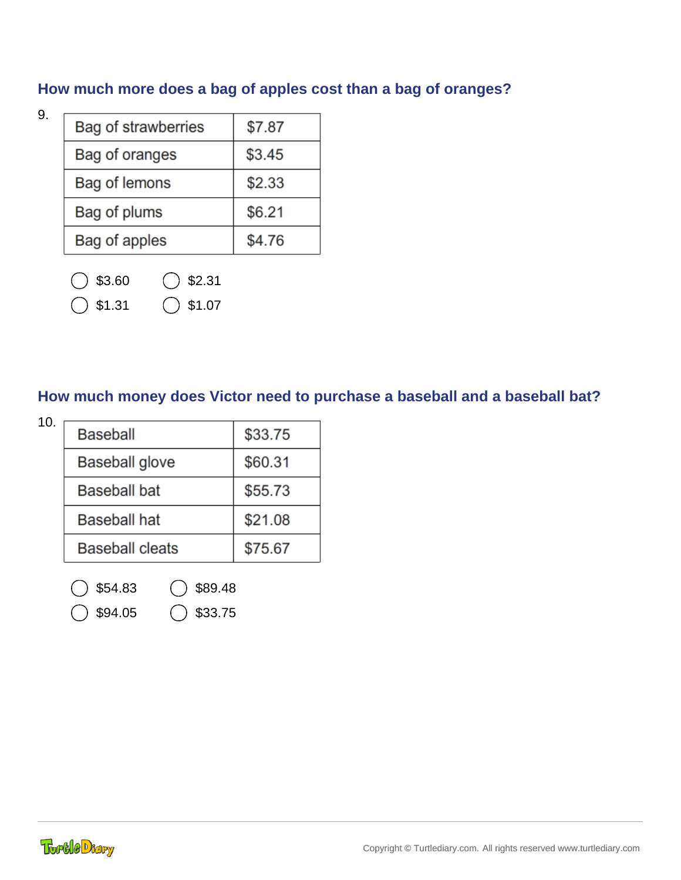### How much more does a bag of apples cost than a bag of oranges?

9.

| Bag of strawberries | $7.87 |
|---|---|
| Bag of oranges | $3.45 |
| Bag of lemons | $2.33 |
| Bag of plums | $6.21 |
| Bag of apples | $4.76 |

- ◯ $3.60
- ◯ $2.31
- ◯ $1.31
- ◯ $1.07

### How much money does Victor need to purchase a baseball and a baseball bat?

10.

| Baseball | $33.75 |
|---|---|
| Baseball glove | $60.31 |
| Baseball bat | $55.73 |
| Baseball hat | $21.08 |
| Baseball cleats | $75.67 |

- ◯ $54.83
- ◯ $89.48
- ◯ $94.05
- ◯ $33.75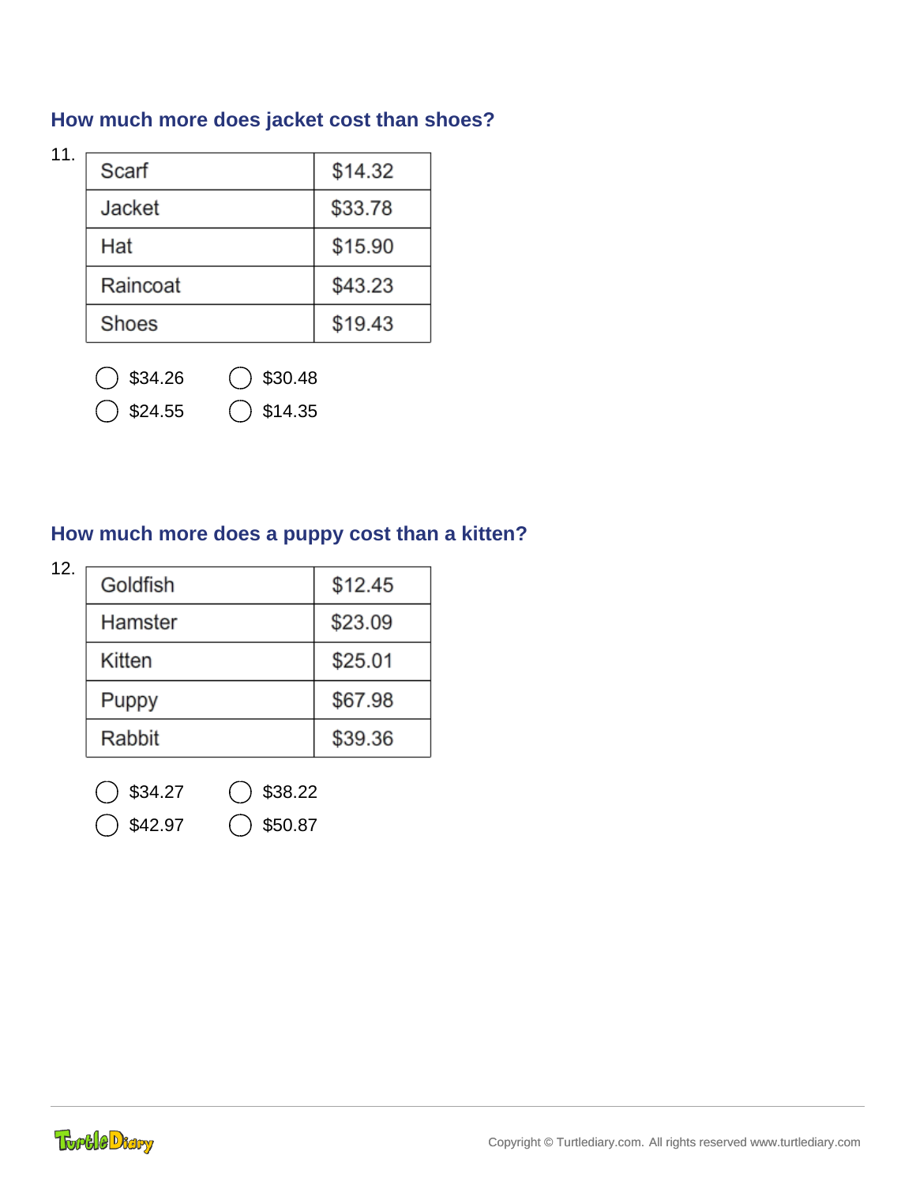### How much more does jacket cost than shoes?

11.

| Scarf | $14.32 |
|---|---|
| Jacket | $33.78 |
| Hat | $15.90 |
| Raincoat | $43.23 |
| Shoes | $19.43 |

- ◯ $34.26 ◯ $30.48
- ◯ $24.55 ◯ $14.35

### How much more does a puppy cost than a kitten?

12.

| Goldfish | $12.45 |
|---|---|
| Hamster | $23.09 |
| Kitten | $25.01 |
| Puppy | $67.98 |
| Rabbit | $39.36 |

- ◯ $34.27 ◯ $38.22
- ◯ $42.97 ◯ $50.87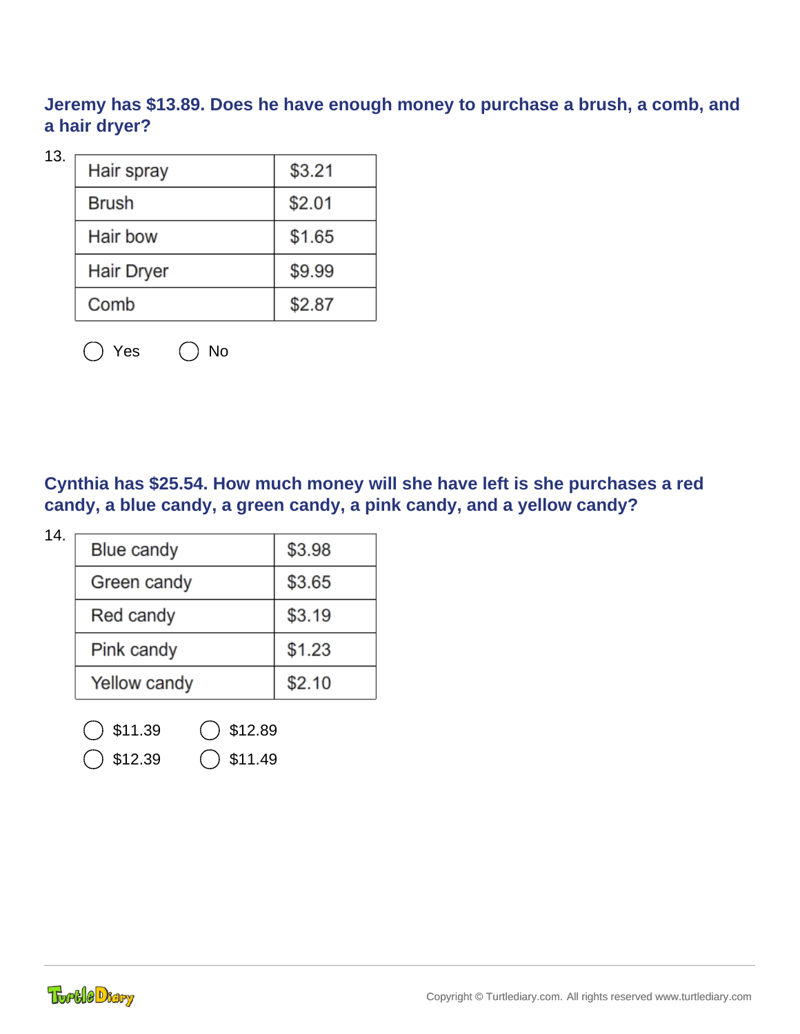**Jeremy has $13.89. Does he have enough money to purchase a brush, a comb, and a hair dryer?**

13.

| Hair spray | $3.21 |
|---|---|
| Brush | $2.01 |
| Hair bow | $1.65 |
| Hair Dryer | $9.99 |
| Comb | $2.87 |

◯ Yes ◯ No

**Cynthia has $25.54. How much money will she have left is she purchases a red candy, a blue candy, a green candy, a pink candy, and a yellow candy?**

14.

| Blue candy | $3.98 |
|---|---|
| Green candy | $3.65 |
| Red candy | $3.19 |
| Pink candy | $1.23 |
| Yellow candy | $2.10 |

◯ $11.39 ◯ $12.89

◯ $12.39 ◯ $11.49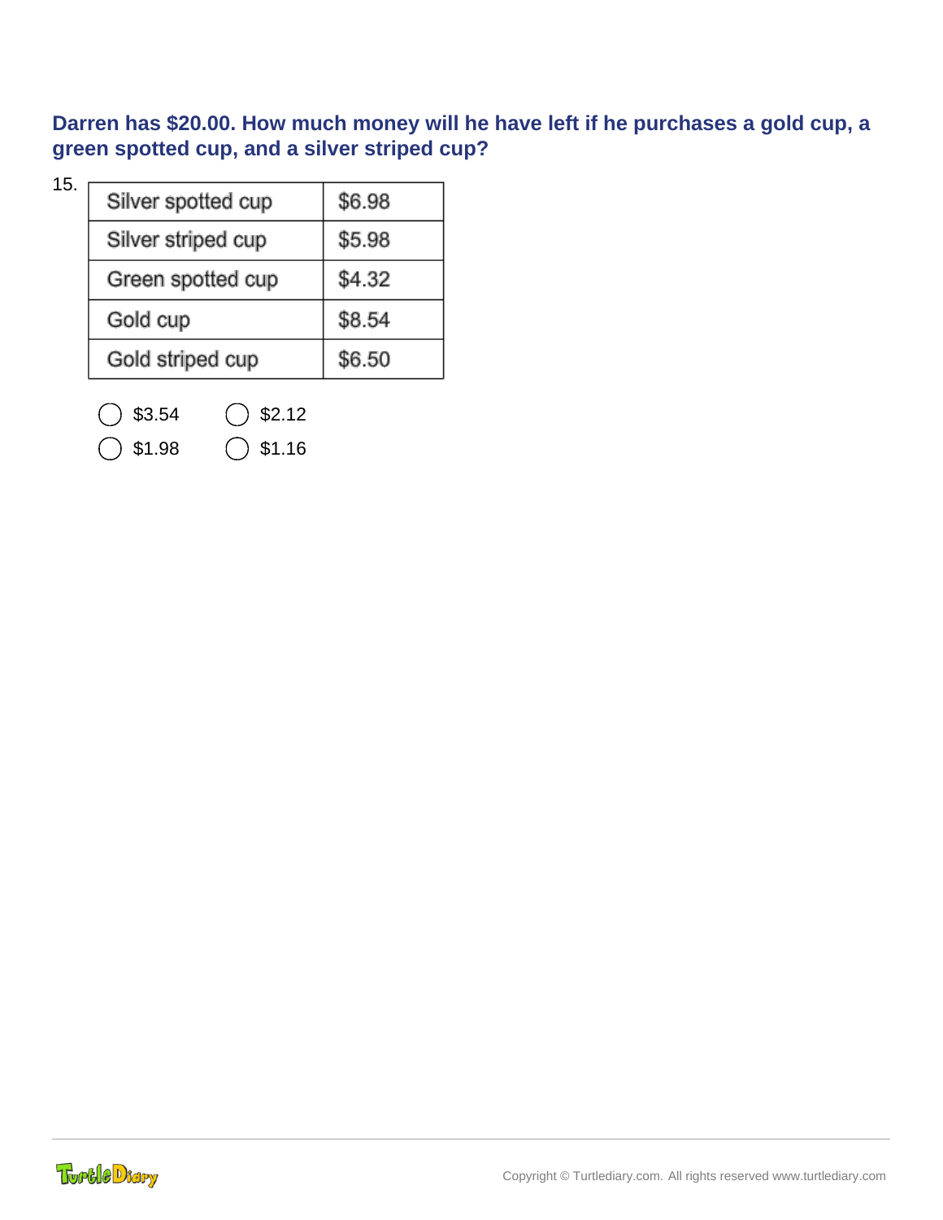**Darren has $20.00. How much money will he have left if he purchases a gold cup, a green spotted cup, and a silver striped cup?**

15.

| | |
|---|---|
| Silver spotted cup | $6.98 |
| Silver striped cup | $5.98 |
| Green spotted cup | $4.32 |
| Gold cup | $8.54 |
| Gold striped cup | $6.50 |

- ◯ $3.54
- ◯ $2.12
- ◯ $1.98
- ◯ $1.16